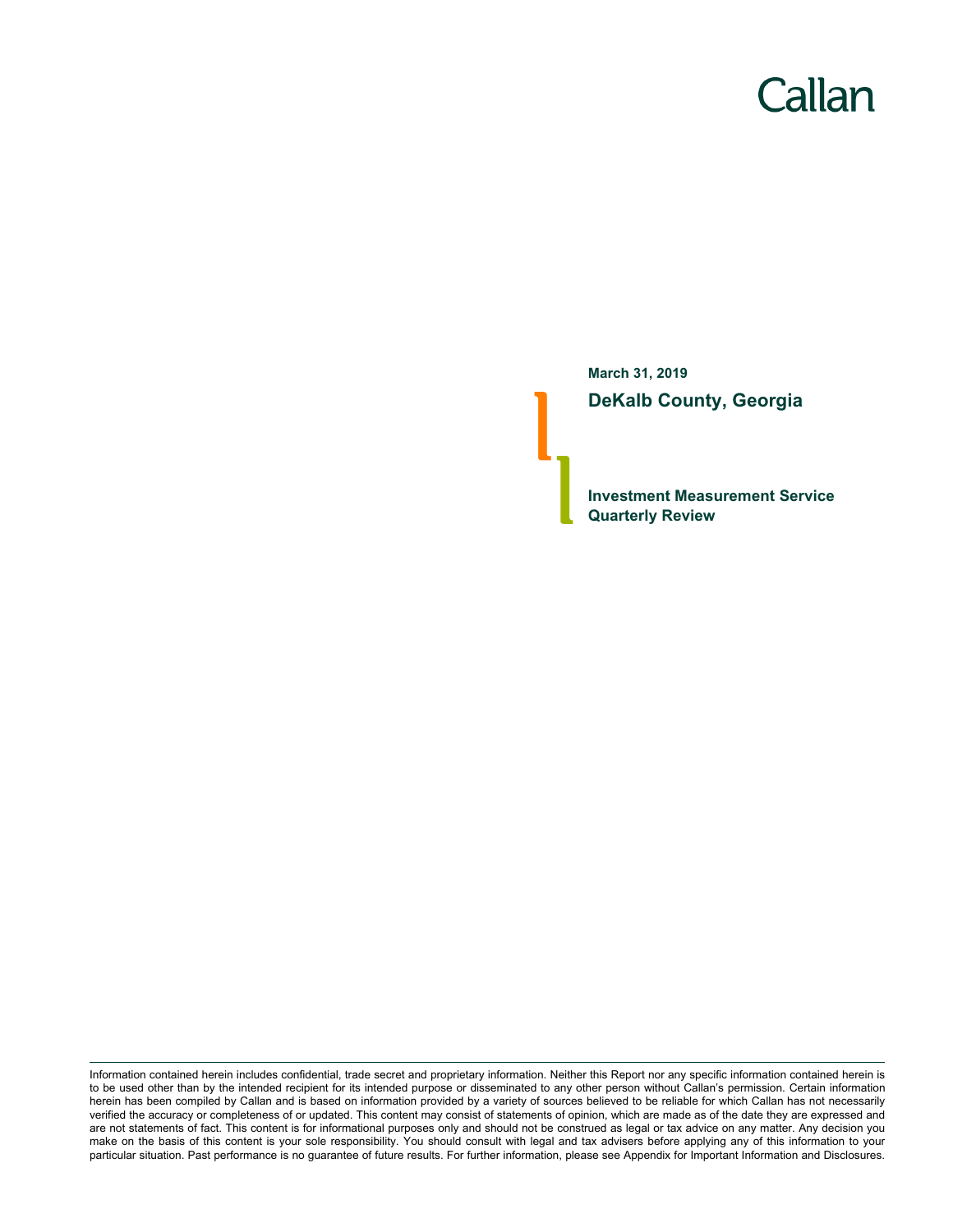Callan

**March 31, 2019**

# DeKalb County, Georgia

## Investment Measurement Service Quarterly Review

Information contained herein includes confidential, trade secret and proprietary information. Neither this Report nor any specific information contained herein is to be used other than by the intended recipient for its intended purpose or disseminated to any other person without Callan's permission. Certain information herein has been compiled by Callan and is based on information provided by a variety of sources believed to be reliable for which Callan has not necessarily verified the accuracy or completeness of or updated. This content may consist of statements of opinion, which are made as of the date they are expressed and are not statements of fact. This content is for informational purposes only and should not be construed as legal or tax advice on any matter. Any decision you make on the basis of this content is your sole responsibility. You should consult with legal and tax advisers before applying any of this information to your particular situation. Past performance is no guarantee of future results. For further information, please see Appendix for Important Information and Disclosures.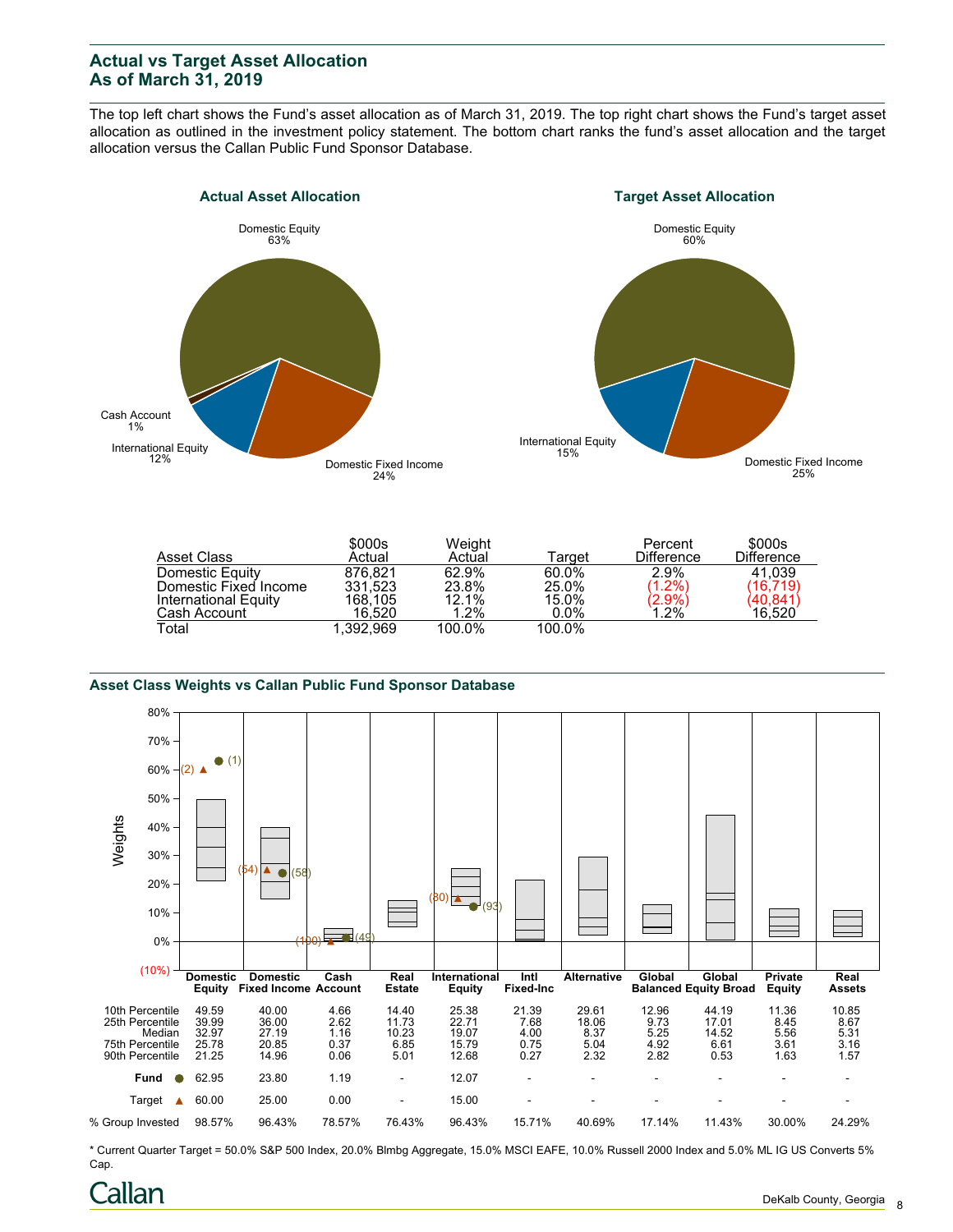# Actual vs Target Asset Allocation
# As of March 31, 2019

The top left chart shows the Fund's asset allocation as of March 31, 2019. The top right chart shows the Fund's target asset allocation as outlined in the investment policy statement. The bottom chart ranks the fund's asset allocation and the target allocation versus the Callan Public Fund Sponsor Database.

**Actual Asset Allocation**

Domestic Equity 63%
Domestic Fixed Income 24%
International Equity 12%
Cash Account 1%

**Target Asset Allocation**

Domestic Equity 60%
Domestic Fixed Income 25%
International Equity 15%

| Asset Class | $000s Actual | Weight Actual | Target | Percent Difference | $000s Difference |
|---|---|---|---|---|---|
| Domestic Equity | 876,821 | 62.9% | 60.0% | 2.9% | 41,039 |
| Domestic Fixed Income | 331,523 | 23.8% | 25.0% | (1.2%) | (16,719) |
| International Equity | 168,105 | 12.1% | 15.0% | (2.9%) | (40,841) |
| Cash Account | 16,520 | 1.2% | 0.0% | 1.2% | 16,520 |
| Total | 1,392,969 | 100.0% | 100.0% | | |

## Asset Class Weights vs Callan Public Fund Sponsor Database

| | Domestic Equity | Domestic Fixed Income | Cash Account | Real Estate | International Equity | Intl Fixed-Inc | Alternative | Global Balanced | Global Equity Broad | Private Equity | Real Assets |
|---|---|---|---|---|---|---|---|---|---|---|---|
| 10th Percentile | 49.59 | 40.00 | 4.66 | 14.40 | 25.38 | 21.39 | 29.61 | 12.96 | 44.19 | 11.36 | 10.85 |
| 25th Percentile | 39.99 | 36.00 | 2.62 | 11.73 | 22.71 | 7.68 | 18.06 | 9.73 | 17.01 | 8.45 | 8.67 |
| Median | 32.97 | 27.19 | 1.16 | 10.23 | 19.07 | 4.00 | 8.37 | 5.25 | 14.52 | 5.56 | 5.31 |
| 75th Percentile | 25.78 | 20.85 | 0.37 | 6.85 | 15.79 | 0.75 | 5.04 | 4.92 | 6.61 | 3.61 | 3.16 |
| 90th Percentile | 21.25 | 14.96 | 0.06 | 5.01 | 12.68 | 0.27 | 2.32 | 2.82 | 0.53 | 1.63 | 1.57 |
| Fund ● | 62.95 (1) | 23.80 (58) | 1.19 (49) | - | 12.07 (93) | - | - | - | - | - | - |
| Target ▲ | 60.00 (2) | 25.00 (54) | 0.00 (100) | - | 15.00 (80) | - | - | - | - | - | - |
| % Group Invested | 98.57% | 96.43% | 78.57% | 76.43% | 96.43% | 15.71% | 40.69% | 17.14% | 11.43% | 30.00% | 24.29% |

* Current Quarter Target = 50.0% S&P 500 Index, 20.0% Blmbg Aggregate, 15.0% MSCI EAFE, 10.0% Russell 2000 Index and 5.0% ML IG US Converts 5% Cap.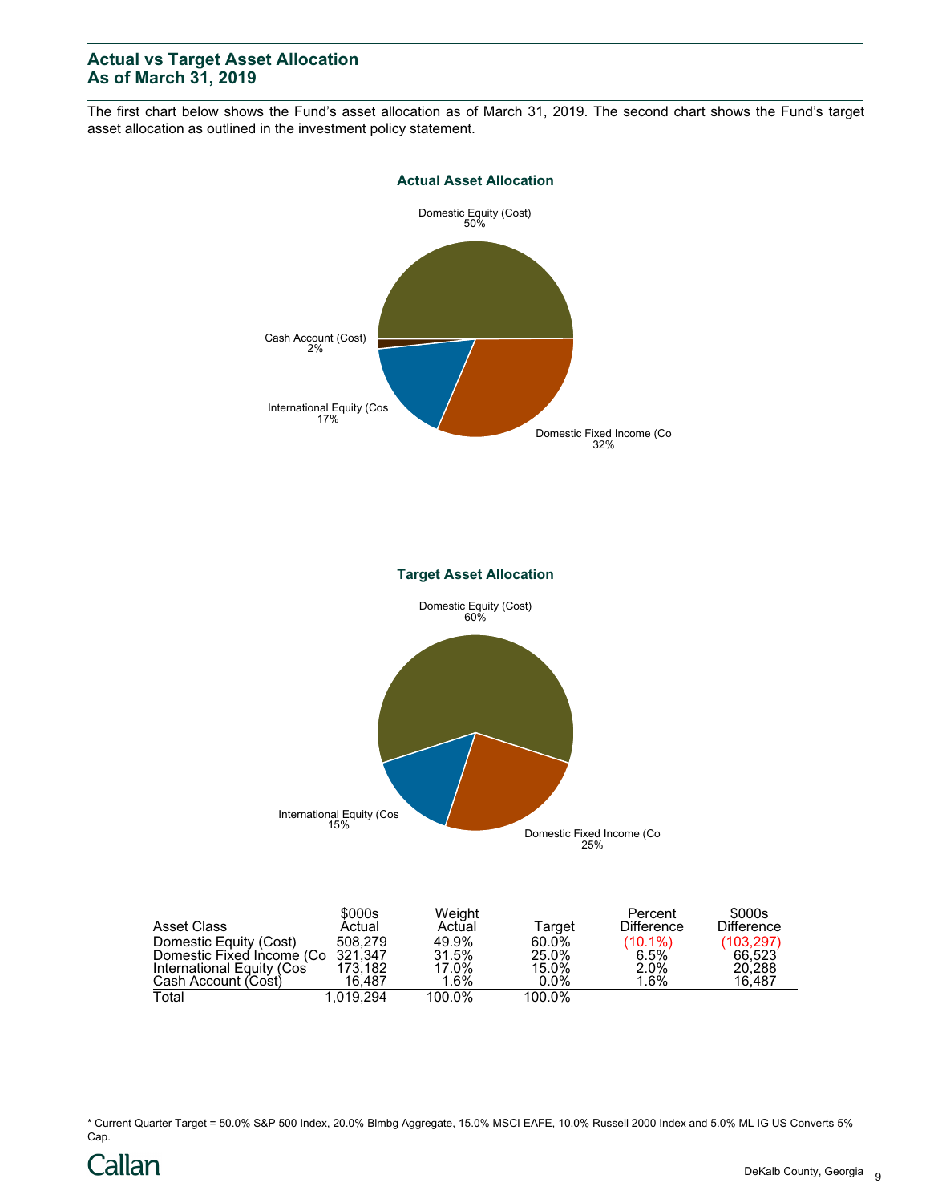## Actual vs Target Asset Allocation
## As of March 31, 2019

The first chart below shows the Fund's asset allocation as of March 31, 2019. The second chart shows the Fund's target asset allocation as outlined in the investment policy statement.

**Actual Asset Allocation**

Domestic Equity (Cost) 50%
Cash Account (Cost) 2%
International Equity (Cos 17%
Domestic Fixed Income (Co 32%

**Target Asset Allocation**

Domestic Equity (Cost) 60%
International Equity (Cos 15%
Domestic Fixed Income (Co 25%

| Asset Class | $000s Actual | Weight Actual | Target | Percent Difference | $000s Difference |
|---|---|---|---|---|---|
| Domestic Equity (Cost) | 508,279 | 49.9% | 60.0% | (10.1%) | (103,297) |
| Domestic Fixed Income (Co | 321,347 | 31.5% | 25.0% | 6.5% | 66,523 |
| International Equity (Cos | 173,182 | 17.0% | 15.0% | 2.0% | 20,288 |
| Cash Account (Cost) | 16,487 | 1.6% | 0.0% | 1.6% | 16,487 |
| Total | 1,019,294 | 100.0% | 100.0% | | |

* Current Quarter Target = 50.0% S&P 500 Index, 20.0% Blmbg Aggregate, 15.0% MSCI EAFE, 10.0% Russell 2000 Index and 5.0% ML IG US Converts 5% Cap.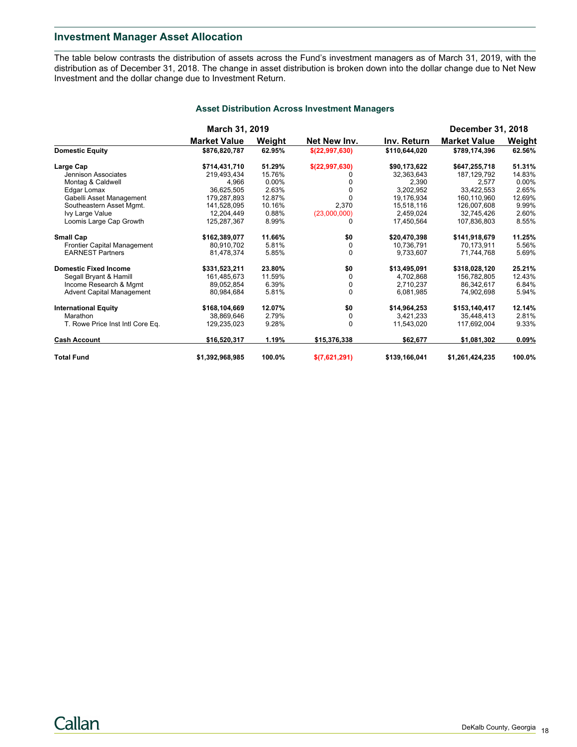## Investment Manager Asset Allocation

The table below contrasts the distribution of assets across the Fund's investment managers as of March 31, 2019, with the distribution as of December 31, 2018. The change in asset distribution is broken down into the dollar change due to Net New Investment and the dollar change due to Investment Return.

### Asset Distribution Across Investment Managers

| | March 31, 2019 | | | | December 31, 2018 | |
|---|---|---|---|---|---|---|
| | **Market Value** | **Weight** | **Net New Inv.** | **Inv. Return** | **Market Value** | **Weight** |
| **Domestic Equity** | **$876,820,787** | **62.95%** | **$(22,997,630)** | **$110,644,020** | **$789,174,396** | **62.56%** |
| **Large Cap** | **$714,431,710** | **51.29%** | **$(22,997,630)** | **$90,173,622** | **$647,255,718** | **51.31%** |
| Jennison Associates | 219,493,434 | 15.76% | 0 | 32,363,643 | 187,129,792 | 14.83% |
| Montag & Caldwell | 4,966 | 0.00% | 0 | 2,390 | 2,577 | 0.00% |
| Edgar Lomax | 36,625,505 | 2.63% | 0 | 3,202,952 | 33,422,553 | 2.65% |
| Gabelli Asset Management | 179,287,893 | 12.87% | 0 | 19,176,934 | 160,110,960 | 12.69% |
| Southeastern Asset Mgmt. | 141,528,095 | 10.16% | 2,370 | 15,518,116 | 126,007,608 | 9.99% |
| Ivy Large Value | 12,204,449 | 0.88% | (23,000,000) | 2,459,024 | 32,745,426 | 2.60% |
| Loomis Large Cap Growth | 125,287,367 | 8.99% | 0 | 17,450,564 | 107,836,803 | 8.55% |
| **Small Cap** | **$162,389,077** | **11.66%** | **$0** | **$20,470,398** | **$141,918,679** | **11.25%** |
| Frontier Capital Management | 80,910,702 | 5.81% | 0 | 10,736,791 | 70,173,911 | 5.56% |
| EARNEST Partners | 81,478,374 | 5.85% | 0 | 9,733,607 | 71,744,768 | 5.69% |
| **Domestic Fixed Income** | **$331,523,211** | **23.80%** | **$0** | **$13,495,091** | **$318,028,120** | **25.21%** |
| Segall Bryant & Hamill | 161,485,673 | 11.59% | 0 | 4,702,868 | 156,782,805 | 12.43% |
| Income Research & Mgmt | 89,052,854 | 6.39% | 0 | 2,710,237 | 86,342,617 | 6.84% |
| Advent Capital Management | 80,984,684 | 5.81% | 0 | 6,081,985 | 74,902,698 | 5.94% |
| **International Equity** | **$168,104,669** | **12.07%** | **$0** | **$14,964,253** | **$153,140,417** | **12.14%** |
| Marathon | 38,869,646 | 2.79% | 0 | 3,421,233 | 35,448,413 | 2.81% |
| T. Rowe Price Inst Intl Core Eq. | 129,235,023 | 9.28% | 0 | 11,543,020 | 117,692,004 | 9.33% |
| **Cash Account** | **$16,520,317** | **1.19%** | **$15,376,338** | **$62,677** | **$1,081,302** | **0.09%** |
| **Total Fund** | **$1,392,968,985** | **100.0%** | **$(7,621,291)** | **$139,166,041** | **$1,261,424,235** | **100.0%** |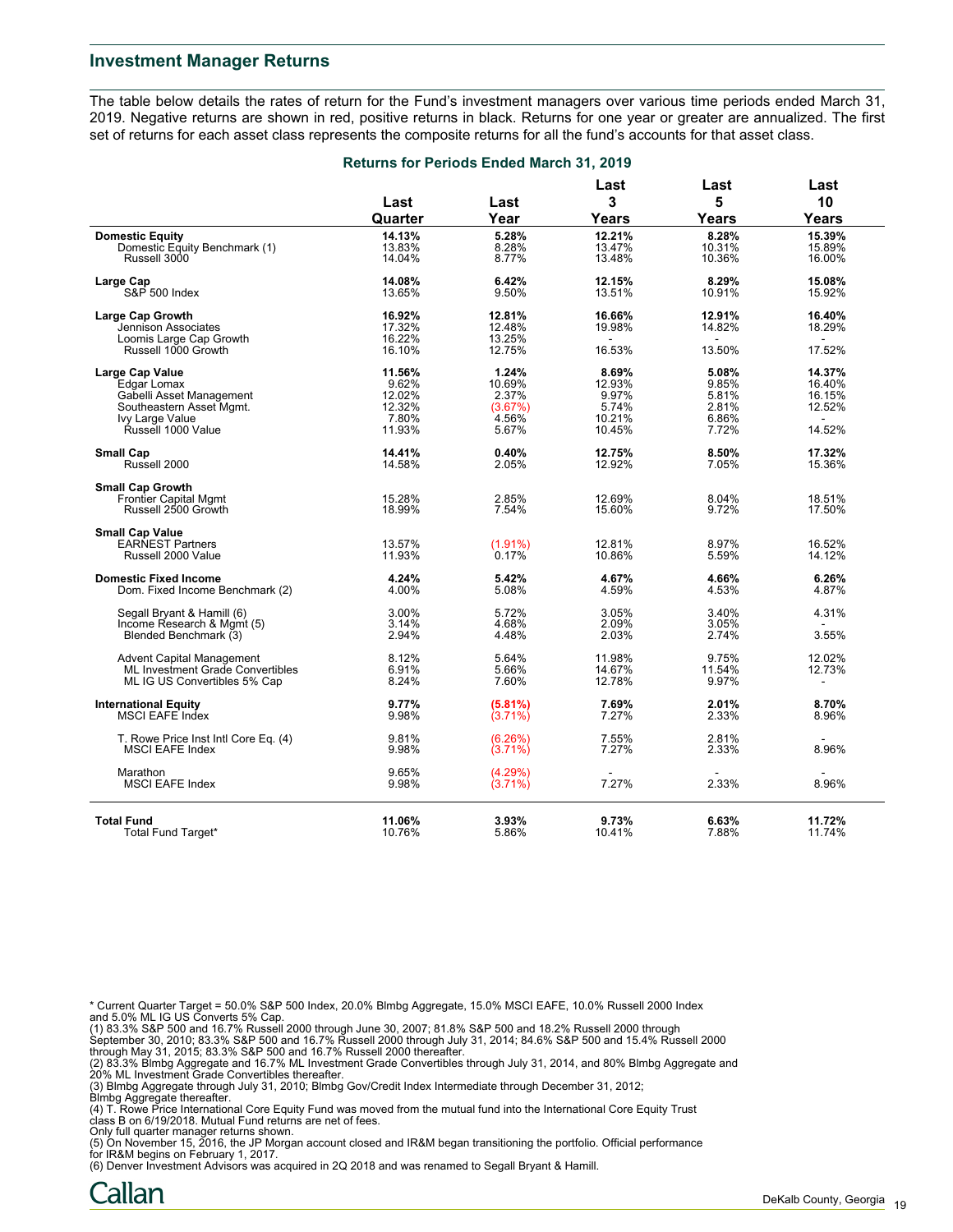## Investment Manager Returns

The table below details the rates of return for the Fund's investment managers over various time periods ended March 31, 2019. Negative returns are shown in red, positive returns in black. Returns for one year or greater are annualized. The first set of returns for each asset class represents the composite returns for all the fund's accounts for that asset class.

### Returns for Periods Ended March 31, 2019

| | Last Quarter | Last Year | Last 3 Years | Last 5 Years | Last 10 Years |
|---|---|---|---|---|---|
| **Domestic Equity** | **14.13%** | **5.28%** | **12.21%** | **8.28%** | **15.39%** |
| Domestic Equity Benchmark (1) | 13.83% | 8.28% | 13.47% | 10.31% | 15.89% |
| Russell 3000 | 14.04% | 8.77% | 13.48% | 10.36% | 16.00% |
| **Large Cap** | **14.08%** | **6.42%** | **12.15%** | **8.29%** | **15.08%** |
| S&P 500 Index | 13.65% | 9.50% | 13.51% | 10.91% | 15.92% |
| **Large Cap Growth** | **16.92%** | **12.81%** | **16.66%** | **12.91%** | **16.40%** |
| Jennison Associates | 17.32% | 12.48% | 19.98% | 14.82% | 18.29% |
| Loomis Large Cap Growth | 16.22% | 13.25% | - | - | - |
| Russell 1000 Growth | 16.10% | 12.75% | 16.53% | 13.50% | 17.52% |
| **Large Cap Value** | **11.56%** | **1.24%** | **8.69%** | **5.08%** | **14.37%** |
| Edgar Lomax | 9.62% | 10.69% | 12.93% | 9.85% | 16.40% |
| Gabelli Asset Management | 12.02% | 2.37% | 9.97% | 5.81% | 16.15% |
| Southeastern Asset Mgmt. | 12.32% | (3.67%) | 5.74% | 2.81% | 12.52% |
| Ivy Large Value | 7.80% | 4.56% | 10.21% | 6.86% | - |
| Russell 1000 Value | 11.93% | 5.67% | 10.45% | 7.72% | 14.52% |
| **Small Cap** | **14.41%** | **0.40%** | **12.75%** | **8.50%** | **17.32%** |
| Russell 2000 | 14.58% | 2.05% | 12.92% | 7.05% | 15.36% |
| **Small Cap Growth** | | | | | |
| Frontier Capital Mgmt | 15.28% | 2.85% | 12.69% | 8.04% | 18.51% |
| Russell 2500 Growth | 18.99% | 7.54% | 15.60% | 9.72% | 17.50% |
| **Small Cap Value** | | | | | |
| EARNEST Partners | 13.57% | (1.91%) | 12.81% | 8.97% | 16.52% |
| Russell 2000 Value | 11.93% | 0.17% | 10.86% | 5.59% | 14.12% |
| **Domestic Fixed Income** | **4.24%** | **5.42%** | **4.67%** | **4.66%** | **6.26%** |
| Dom. Fixed Income Benchmark (2) | 4.00% | 5.08% | 4.59% | 4.53% | 4.87% |
| Segall Bryant & Hamill (6) | 3.00% | 5.72% | 3.05% | 3.40% | 4.31% |
| Income Research & Mgmt (5) | 3.14% | 4.68% | 2.09% | 3.05% | - |
| Blended Benchmark (3) | 2.94% | 4.48% | 2.03% | 2.74% | 3.55% |
| Advent Capital Management | 8.12% | 5.64% | 11.98% | 9.75% | 12.02% |
| ML Investment Grade Convertibles | 6.91% | 5.66% | 14.67% | 11.54% | 12.73% |
| ML IG US Convertibles 5% Cap | 8.24% | 7.60% | 12.78% | 9.97% | - |
| **International Equity** | **9.77%** | **(5.81%)** | **7.69%** | **2.01%** | **8.70%** |
| MSCI EAFE Index | 9.98% | (3.71%) | 7.27% | 2.33% | 8.96% |
| T. Rowe Price Inst Intl Core Eq. (4) | 9.81% | (6.26%) | 7.55% | 2.81% | - |
| MSCI EAFE Index | 9.98% | (3.71%) | 7.27% | 2.33% | 8.96% |
| Marathon | 9.65% | (4.29%) | - | - | - |
| MSCI EAFE Index | 9.98% | (3.71%) | 7.27% | 2.33% | 8.96% |
| **Total Fund** | **11.06%** | **3.93%** | **9.73%** | **6.63%** | **11.72%** |
| Total Fund Target* | 10.76% | 5.86% | 10.41% | 7.88% | 11.74% |

\* Current Quarter Target = 50.0% S&P 500 Index, 20.0% Blmbg Aggregate, 15.0% MSCI EAFE, 10.0% Russell 2000 Index and 5.0% ML IG US Converts 5% Cap.
(1) 83.3% S&P 500 and 16.7% Russell 2000 through June 30, 2007; 81.8% S&P 500 and 18.2% Russell 2000 through September 30, 2010; 83.3% S&P 500 and 16.7% Russell 2000 through July 31, 2014; 84.6% S&P 500 and 15.4% Russell 2000 through May 31, 2015; 83.3% S&P 500 and 16.7% Russell 2000 thereafter.
(2) 83.3% Blmbg Aggregate and 16.7% ML Investment Grade Convertibles through July 31, 2014, and 80% Blmbg Aggregate and 20% ML Investment Grade Convertibles thereafter.
(3) Blmbg Aggregate through July 31, 2010; Blmbg Gov/Credit Index Intermediate through December 31, 2012; Blmbg Aggregate thereafter.
(4) T. Rowe Price International Core Equity Fund was moved from the mutual fund into the International Core Equity Trust class B on 6/19/2018. Mutual Fund returns are net of fees.
Only full quarter manager returns shown.
(5) On November 15, 2016, the JP Morgan account closed and IR&M began transitioning the portfolio. Official performance for IR&M begins on February 1, 2017.
(6) Denver Investment Advisors was acquired in 2Q 2018 and was renamed to Segall Bryant & Hamill.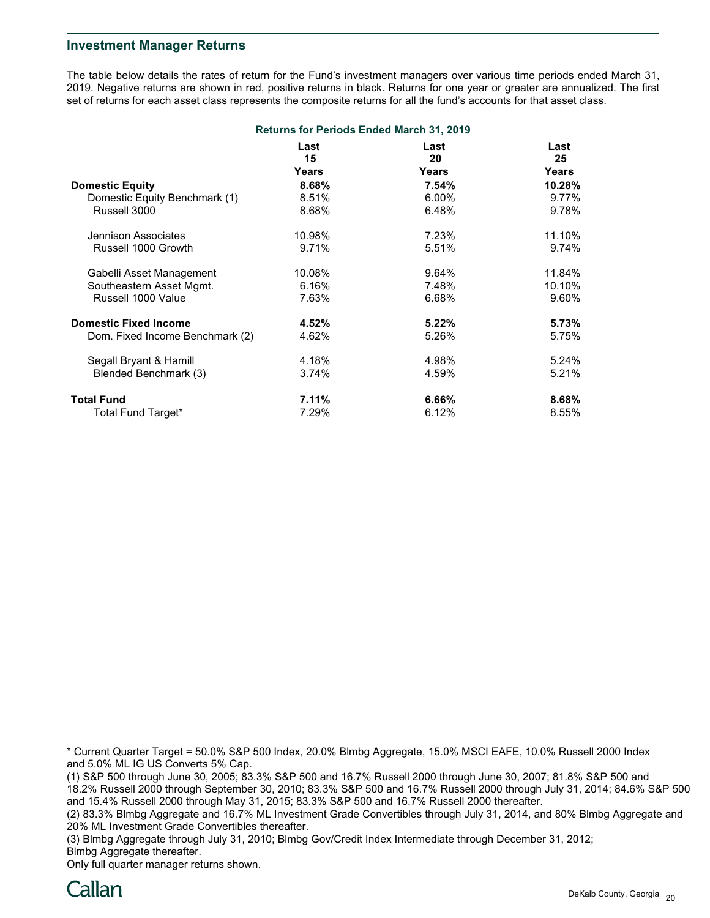## Investment Manager Returns

The table below details the rates of return for the Fund's investment managers over various time periods ended March 31, 2019. Negative returns are shown in red, positive returns in black. Returns for one year or greater are annualized. The first set of returns for each asset class represents the composite returns for all the fund's accounts for that asset class.

**Returns for Periods Ended March 31, 2019**

| | Last 15 Years | Last 20 Years | Last 25 Years |
|---|---|---|---|
| **Domestic Equity** | **8.68%** | **7.54%** | **10.28%** |
| Domestic Equity Benchmark (1) | 8.51% | 6.00% | 9.77% |
| Russell 3000 | 8.68% | 6.48% | 9.78% |
| | | | |
| Jennison Associates | 10.98% | 7.23% | 11.10% |
| Russell 1000 Growth | 9.71% | 5.51% | 9.74% |
| | | | |
| Gabelli Asset Management | 10.08% | 9.64% | 11.84% |
| Southeastern Asset Mgmt. | 6.16% | 7.48% | 10.10% |
| Russell 1000 Value | 7.63% | 6.68% | 9.60% |
| | | | |
| **Domestic Fixed Income** | **4.52%** | **5.22%** | **5.73%** |
| Dom. Fixed Income Benchmark (2) | 4.62% | 5.26% | 5.75% |
| | | | |
| Segall Bryant & Hamill | 4.18% | 4.98% | 5.24% |
| Blended Benchmark (3) | 3.74% | 4.59% | 5.21% |
| | | | |
| **Total Fund** | **7.11%** | **6.66%** | **8.68%** |
| Total Fund Target* | 7.29% | 6.12% | 8.55% |

* Current Quarter Target = 50.0% S&P 500 Index, 20.0% Blmbg Aggregate, 15.0% MSCI EAFE, 10.0% Russell 2000 Index and 5.0% ML IG US Converts 5% Cap.

(1) S&P 500 through June 30, 2005; 83.3% S&P 500 and 16.7% Russell 2000 through June 30, 2007; 81.8% S&P 500 and 18.2% Russell 2000 through September 30, 2010; 83.3% S&P 500 and 16.7% Russell 2000 through July 31, 2014; 84.6% S&P 500 and 15.4% Russell 2000 through May 31, 2015; 83.3% S&P 500 and 16.7% Russell 2000 thereafter.

(2) 83.3% Blmbg Aggregate and 16.7% ML Investment Grade Convertibles through July 31, 2014, and 80% Blmbg Aggregate and 20% ML Investment Grade Convertibles thereafter.

(3) Blmbg Aggregate through July 31, 2010; Blmbg Gov/Credit Index Intermediate through December 31, 2012; Blmbg Aggregate thereafter.

Only full quarter manager returns shown.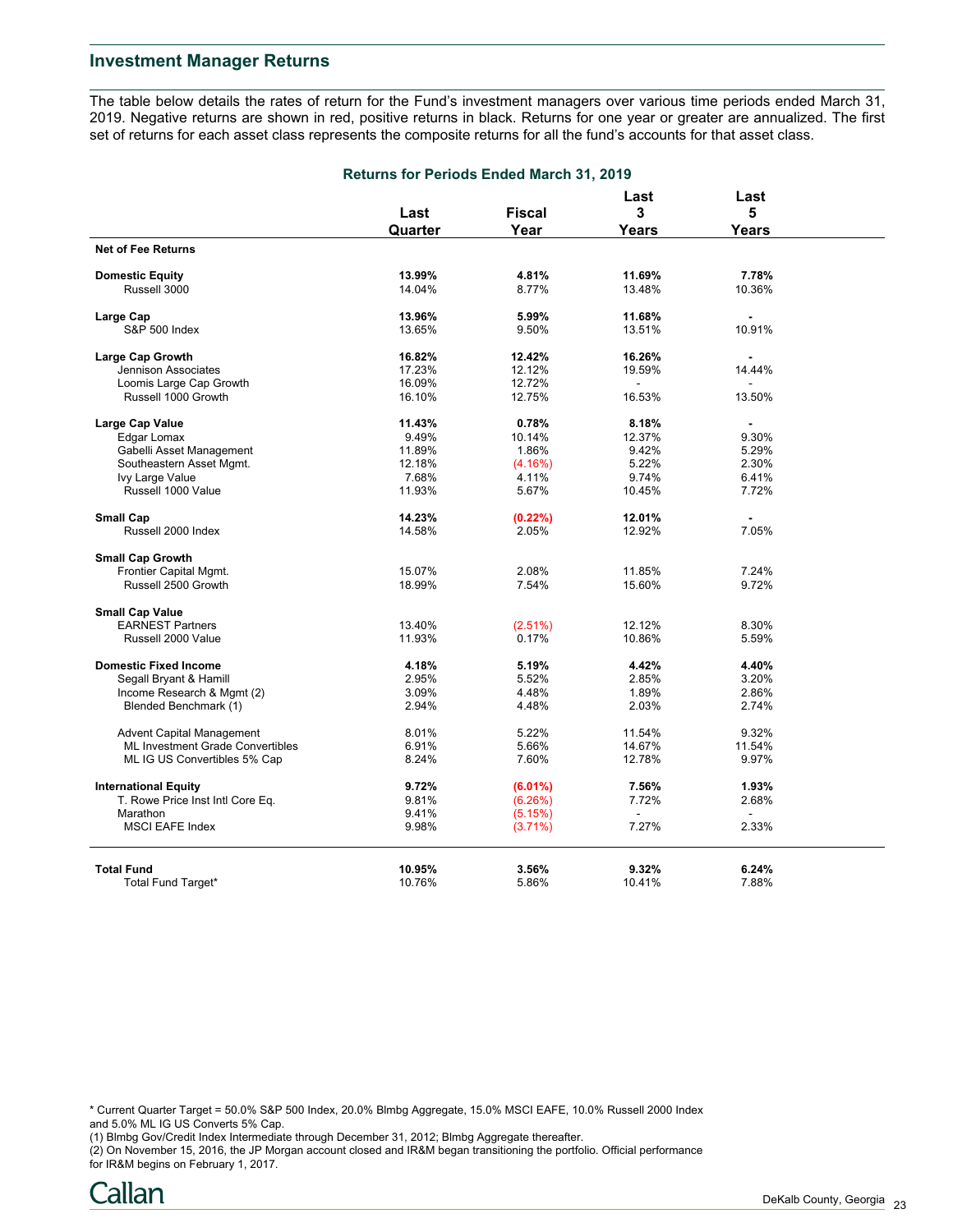## Investment Manager Returns

The table below details the rates of return for the Fund's investment managers over various time periods ended March 31, 2019. Negative returns are shown in red, positive returns in black. Returns for one year or greater are annualized. The first set of returns for each asset class represents the composite returns for all the fund's accounts for that asset class.

**Returns for Periods Ended March 31, 2019**

| | Last Quarter | Fiscal Year | Last 3 Years | Last 5 Years |
|---|---|---|---|---|
| **Net of Fee Returns** | | | | |
| **Domestic Equity** | **13.99%** | **4.81%** | **11.69%** | **7.78%** |
| Russell 3000 | 14.04% | 8.77% | 13.48% | 10.36% |
| **Large Cap** | **13.96%** | **5.99%** | **11.68%** | **-** |
| S&P 500 Index | 13.65% | 9.50% | 13.51% | 10.91% |
| **Large Cap Growth** | **16.82%** | **12.42%** | **16.26%** | **-** |
| Jennison Associates | 17.23% | 12.12% | 19.59% | 14.44% |
| Loomis Large Cap Growth | 16.09% | 12.72% | - | - |
| Russell 1000 Growth | 16.10% | 12.75% | 16.53% | 13.50% |
| **Large Cap Value** | **11.43%** | **0.78%** | **8.18%** | **-** |
| Edgar Lomax | 9.49% | 10.14% | 12.37% | 9.30% |
| Gabelli Asset Management | 11.89% | 1.86% | 9.42% | 5.29% |
| Southeastern Asset Mgmt. | 12.18% | (4.16%) | 5.22% | 2.30% |
| Ivy Large Value | 7.68% | 4.11% | 9.74% | 6.41% |
| Russell 1000 Value | 11.93% | 5.67% | 10.45% | 7.72% |
| **Small Cap** | **14.23%** | **(0.22%)** | **12.01%** | **-** |
| Russell 2000 Index | 14.58% | 2.05% | 12.92% | 7.05% |
| **Small Cap Growth** | | | | |
| Frontier Capital Mgmt. | 15.07% | 2.08% | 11.85% | 7.24% |
| Russell 2500 Growth | 18.99% | 7.54% | 15.60% | 9.72% |
| **Small Cap Value** | | | | |
| EARNEST Partners | 13.40% | (2.51%) | 12.12% | 8.30% |
| Russell 2000 Value | 11.93% | 0.17% | 10.86% | 5.59% |
| **Domestic Fixed Income** | **4.18%** | **5.19%** | **4.42%** | **4.40%** |
| Segall Bryant & Hamill | 2.95% | 5.52% | 2.85% | 3.20% |
| Income Research & Mgmt (2) | 3.09% | 4.48% | 1.89% | 2.86% |
| Blended Benchmark (1) | 2.94% | 4.48% | 2.03% | 2.74% |
| Advent Capital Management | 8.01% | 5.22% | 11.54% | 9.32% |
| ML Investment Grade Convertibles | 6.91% | 5.66% | 14.67% | 11.54% |
| ML IG US Convertibles 5% Cap | 8.24% | 7.60% | 12.78% | 9.97% |
| **International Equity** | **9.72%** | **(6.01%)** | **7.56%** | **1.93%** |
| T. Rowe Price Inst Intl Core Eq. | 9.81% | (6.26%) | 7.72% | 2.68% |
| Marathon | 9.41% | (5.15%) | - | - |
| MSCI EAFE Index | 9.98% | (3.71%) | 7.27% | 2.33% |
| **Total Fund** | **10.95%** | **3.56%** | **9.32%** | **6.24%** |
| Total Fund Target* | 10.76% | 5.86% | 10.41% | 7.88% |

* Current Quarter Target = 50.0% S&P 500 Index, 20.0% Blmbg Aggregate, 15.0% MSCI EAFE, 10.0% Russell 2000 Index and 5.0% ML IG US Converts 5% Cap.
(1) Blmbg Gov/Credit Index Intermediate through December 31, 2012; Blmbg Aggregate thereafter.
(2) On November 15, 2016, the JP Morgan account closed and IR&M began transitioning the portfolio. Official performance for IR&M begins on February 1, 2017.